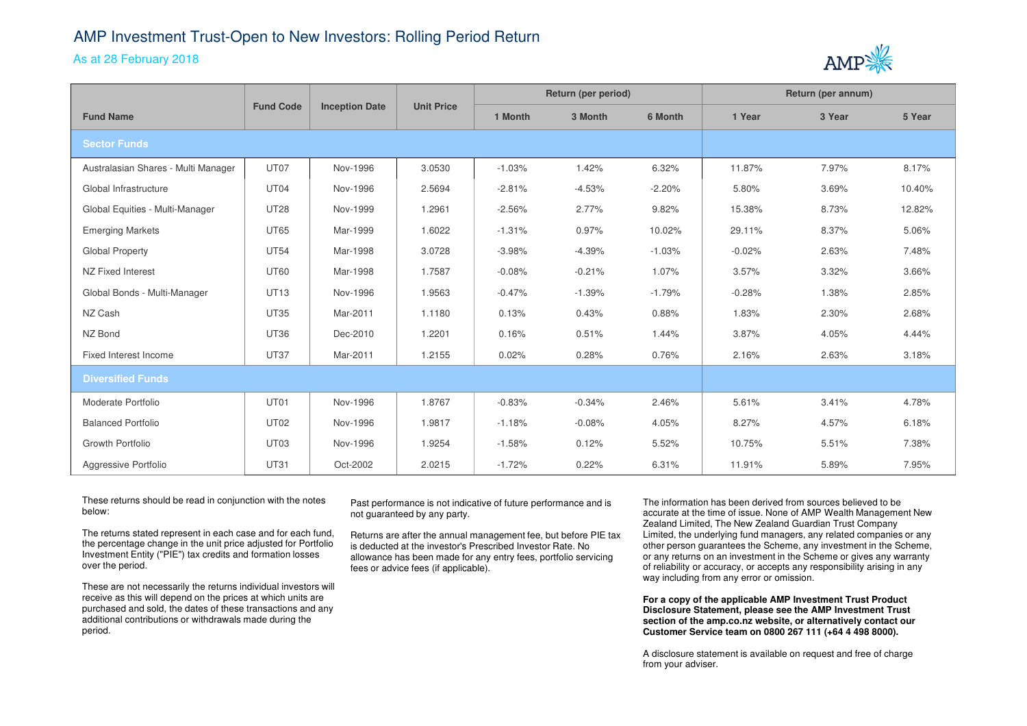# AMP Investment Trust-Open to New Investors: Rolling Period Return

## As at 28 February 2018

| Fund Name | Fund Code | Inception Date | Unit Price | Return (per period) | | | Return (per annum) | | |
|---|---|---|---|---|---|---|---|---|---|
| | | | | 1 Month | 3 Month | 6 Month | 1 Year | 3 Year | 5 Year |
| **Sector Funds** | | | | | | | | | |
| Australasian Shares - Multi Manager | UT07 | Nov-1996 | 3.0530 | -1.03% | 1.42% | 6.32% | 11.87% | 7.97% | 8.17% |
| Global Infrastructure | UT04 | Nov-1996 | 2.5694 | -2.81% | -4.53% | -2.20% | 5.80% | 3.69% | 10.40% |
| Global Equities - Multi-Manager | UT28 | Nov-1999 | 1.2961 | -2.56% | 2.77% | 9.82% | 15.38% | 8.73% | 12.82% |
| Emerging Markets | UT65 | Mar-1999 | 1.6022 | -1.31% | 0.97% | 10.02% | 29.11% | 8.37% | 5.06% |
| Global Property | UT54 | Mar-1998 | 3.0728 | -3.98% | -4.39% | -1.03% | -0.02% | 2.63% | 7.48% |
| NZ Fixed Interest | UT60 | Mar-1998 | 1.7587 | -0.08% | -0.21% | 1.07% | 3.57% | 3.32% | 3.66% |
| Global Bonds - Multi-Manager | UT13 | Nov-1996 | 1.9563 | -0.47% | -1.39% | -1.79% | -0.28% | 1.38% | 2.85% |
| NZ Cash | UT35 | Mar-2011 | 1.1180 | 0.13% | 0.43% | 0.88% | 1.83% | 2.30% | 2.68% |
| NZ Bond | UT36 | Dec-2010 | 1.2201 | 0.16% | 0.51% | 1.44% | 3.87% | 4.05% | 4.44% |
| Fixed Interest Income | UT37 | Mar-2011 | 1.2155 | 0.02% | 0.28% | 0.76% | 2.16% | 2.63% | 3.18% |
| **Diversified Funds** | | | | | | | | | |
| Moderate Portfolio | UT01 | Nov-1996 | 1.8767 | -0.83% | -0.34% | 2.46% | 5.61% | 3.41% | 4.78% |
| Balanced Portfolio | UT02 | Nov-1996 | 1.9817 | -1.18% | -0.08% | 4.05% | 8.27% | 4.57% | 6.18% |
| Growth Portfolio | UT03 | Nov-1996 | 1.9254 | -1.58% | 0.12% | 5.52% | 10.75% | 5.51% | 7.38% |
| Aggressive Portfolio | UT31 | Oct-2002 | 2.0215 | -1.72% | 0.22% | 6.31% | 11.91% | 5.89% | 7.95% |

These returns should be read in conjunction with the notes below:

The returns stated represent in each case and for each fund, the percentage change in the unit price adjusted for Portfolio Investment Entity ("PIE") tax credits and formation losses over the period.

These are not necessarily the returns individual investors will receive as this will depend on the prices at which units are purchased and sold, the dates of these transactions and any additional contributions or withdrawals made during the period.

Past performance is not indicative of future performance and is not guaranteed by any party.

Returns are after the annual management fee, but before PIE tax is deducted at the investor's Prescribed Investor Rate. No allowance has been made for any entry fees, portfolio servicing fees or advice fees (if applicable).

The information has been derived from sources believed to be accurate at the time of issue. None of AMP Wealth Management New Zealand Limited, The New Zealand Guardian Trust Company Limited, the underlying fund managers, any related companies or any other person guarantees the Scheme, any investment in the Scheme, or any returns on an investment in the Scheme or gives any warranty of reliability or accuracy, or accepts any responsibility arising in any way including from any error or omission.

**For a copy of the applicable AMP Investment Trust Product Disclosure Statement, please see the AMP Investment Trust section of the amp.co.nz website, or alternatively contact our Customer Service team on 0800 267 111 (+64 4 498 8000).**

A disclosure statement is available on request and free of charge from your adviser.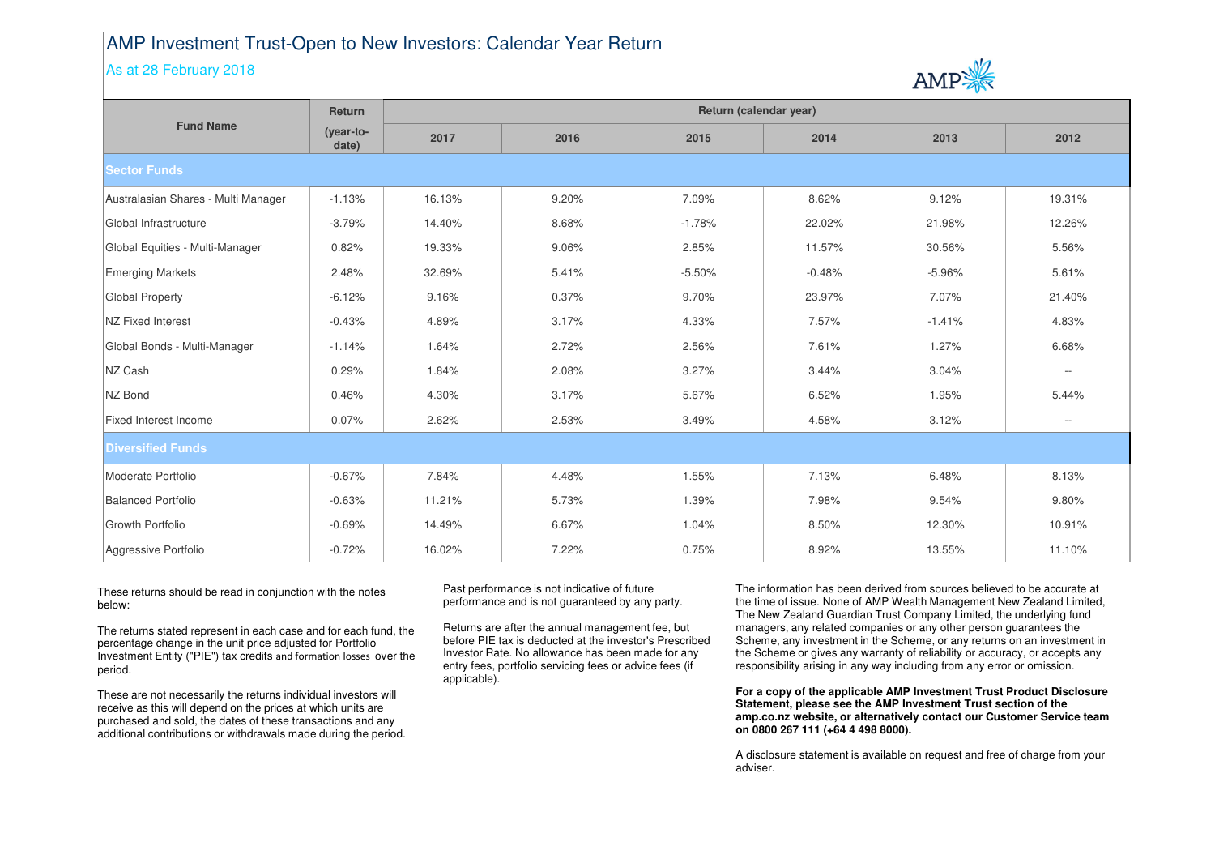# AMP Investment Trust-Open to New Investors: Calendar Year Return

## As at 28 February 2018

| Fund Name | Return (year-to-date) | Return (calendar year) | | | | | |
|---|---|---|---|---|---|---|---|
| | | 2017 | 2016 | 2015 | 2014 | 2013 | 2012 |
| **Sector Funds** | | | | | | | |
| Australasian Shares - Multi Manager | -1.13% | 16.13% | 9.20% | 7.09% | 8.62% | 9.12% | 19.31% |
| Global Infrastructure | -3.79% | 14.40% | 8.68% | -1.78% | 22.02% | 21.98% | 12.26% |
| Global Equities - Multi-Manager | 0.82% | 19.33% | 9.06% | 2.85% | 11.57% | 30.56% | 5.56% |
| Emerging Markets | 2.48% | 32.69% | 5.41% | -5.50% | -0.48% | -5.96% | 5.61% |
| Global Property | -6.12% | 9.16% | 0.37% | 9.70% | 23.97% | 7.07% | 21.40% |
| NZ Fixed Interest | -0.43% | 4.89% | 3.17% | 4.33% | 7.57% | -1.41% | 4.83% |
| Global Bonds - Multi-Manager | -1.14% | 1.64% | 2.72% | 2.56% | 7.61% | 1.27% | 6.68% |
| NZ Cash | 0.29% | 1.84% | 2.08% | 3.27% | 3.44% | 3.04% | -- |
| NZ Bond | 0.46% | 4.30% | 3.17% | 5.67% | 6.52% | 1.95% | 5.44% |
| Fixed Interest Income | 0.07% | 2.62% | 2.53% | 3.49% | 4.58% | 3.12% | -- |
| **Diversified Funds** | | | | | | | |
| Moderate Portfolio | -0.67% | 7.84% | 4.48% | 1.55% | 7.13% | 6.48% | 8.13% |
| Balanced Portfolio | -0.63% | 11.21% | 5.73% | 1.39% | 7.98% | 9.54% | 9.80% |
| Growth Portfolio | -0.69% | 14.49% | 6.67% | 1.04% | 8.50% | 12.30% | 10.91% |
| Aggressive Portfolio | -0.72% | 16.02% | 7.22% | 0.75% | 8.92% | 13.55% | 11.10% |

These returns should be read in conjunction with the notes below:

The returns stated represent in each case and for each fund, the percentage change in the unit price adjusted for Portfolio Investment Entity ("PIE") tax credits and formation losses over the period.

These are not necessarily the returns individual investors will receive as this will depend on the prices at which units are purchased and sold, the dates of these transactions and any additional contributions or withdrawals made during the period.

Past performance is not indicative of future performance and is not guaranteed by any party.

Returns are after the annual management fee, but before PIE tax is deducted at the investor's Prescribed Investor Rate. No allowance has been made for any entry fees, portfolio servicing fees or advice fees (if applicable).

The information has been derived from sources believed to be accurate at the time of issue. None of AMP Wealth Management New Zealand Limited, The New Zealand Guardian Trust Company Limited, the underlying fund managers, any related companies or any other person guarantees the Scheme, any investment in the Scheme, or any returns on an investment in the Scheme or gives any warranty of reliability or accuracy, or accepts any responsibility arising in any way including from any error or omission.

**For a copy of the applicable AMP Investment Trust Product Disclosure Statement, please see the AMP Investment Trust section of the amp.co.nz website, or alternatively contact our Customer Service team on 0800 267 111 (+64 4 498 8000).**

A disclosure statement is available on request and free of charge from your adviser.